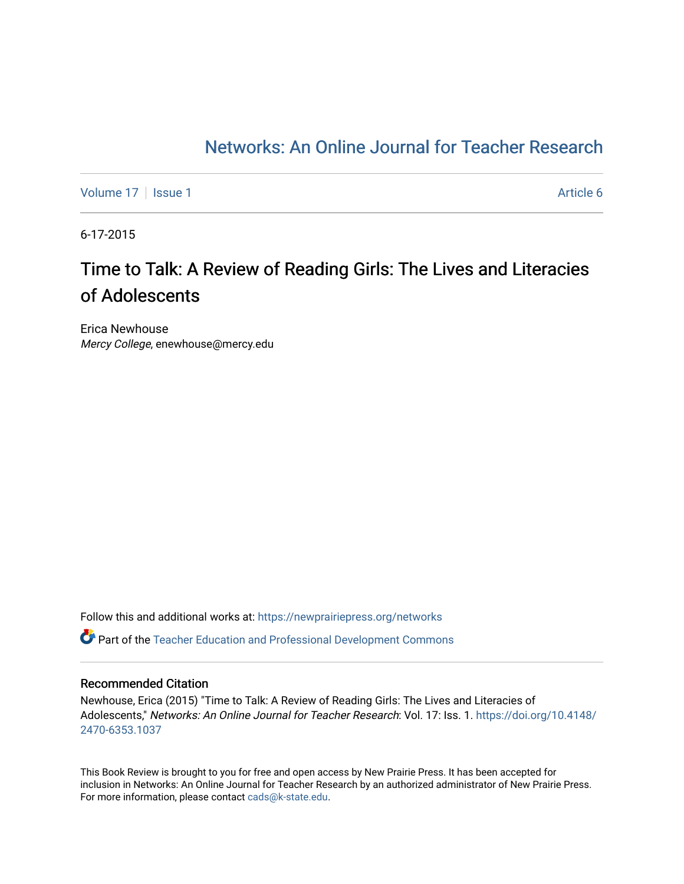Networks: An Online Journal for Teacher Research

Volume 17 | Issue 1 | Article 6

6-17-2015

# Time to Talk: A Review of Reading Girls: The Lives and Literacies of Adolescents

Erica Newhouse
*Mercy College*, enewhouse@mercy.edu

Follow this and additional works at: https://newprairiepress.org/networks

Part of the Teacher Education and Professional Development Commons

## Recommended Citation

Newhouse, Erica (2015) "Time to Talk: A Review of Reading Girls: The Lives and Literacies of Adolescents," *Networks: An Online Journal for Teacher Research*: Vol. 17: Iss. 1. https://doi.org/10.4148/2470-6353.1037

This Book Review is brought to you for free and open access by New Prairie Press. It has been accepted for inclusion in Networks: An Online Journal for Teacher Research by an authorized administrator of New Prairie Press. For more information, please contact cads@k-state.edu.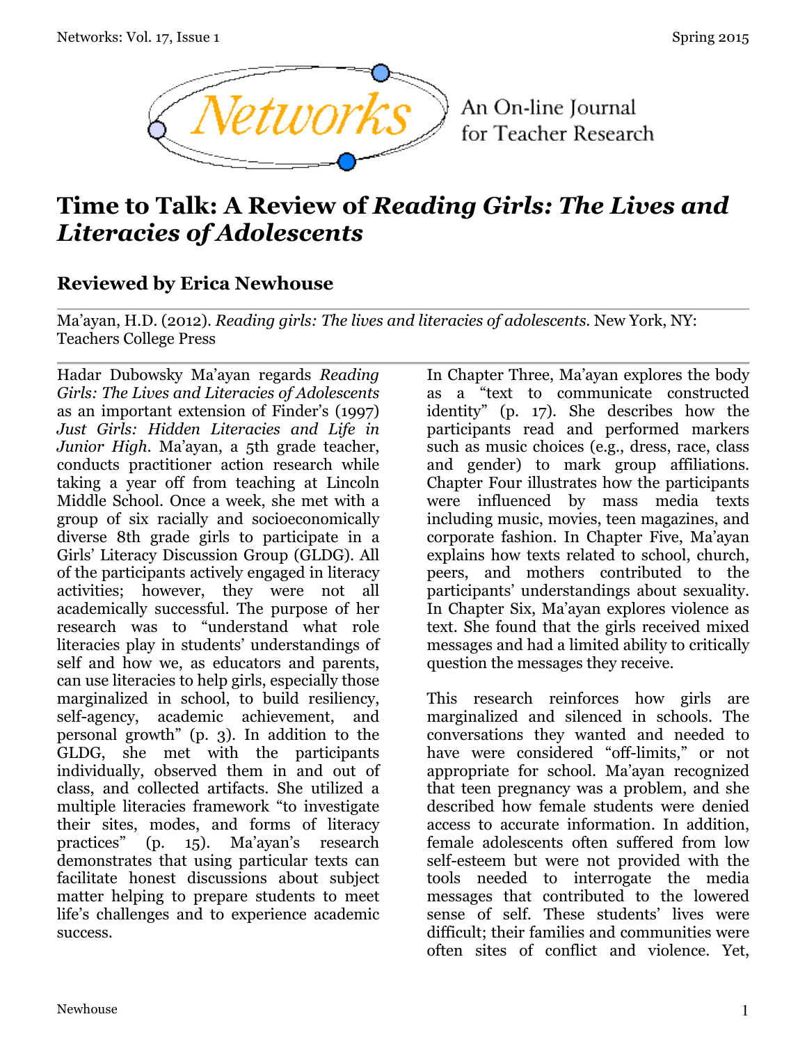# Time to Talk: A Review of *Reading Girls: The Lives and Literacies of Adolescents*

## Reviewed by Erica Newhouse

Ma'ayan, H.D. (2012). *Reading girls: The lives and literacies of adolescents.* New York, NY: Teachers College Press

Hadar Dubowsky Ma'ayan regards *Reading Girls: The Lives and Literacies of Adolescents* as an important extension of Finder's (1997) *Just Girls: Hidden Literacies and Life in Junior High*. Ma'ayan, a 5th grade teacher, conducts practitioner action research while taking a year off from teaching at Lincoln Middle School. Once a week, she met with a group of six racially and socioeconomically diverse 8th grade girls to participate in a Girls' Literacy Discussion Group (GLDG). All of the participants actively engaged in literacy activities; however, they were not all academically successful. The purpose of her research was to "understand what role literacies play in students' understandings of self and how we, as educators and parents, can use literacies to help girls, especially those marginalized in school, to build resiliency, self-agency, academic achievement, and personal growth" (p. 3). In addition to the GLDG, she met with the participants individually, observed them in and out of class, and collected artifacts. She utilized a multiple literacies framework "to investigate their sites, modes, and forms of literacy practices" (p. 15). Ma'ayan's research demonstrates that using particular texts can facilitate honest discussions about subject matter helping to prepare students to meet life's challenges and to experience academic success.

In Chapter Three, Ma'ayan explores the body as a "text to communicate constructed identity" (p. 17). She describes how the participants read and performed markers such as music choices (e.g., dress, race, class and gender) to mark group affiliations. Chapter Four illustrates how the participants were influenced by mass media texts including music, movies, teen magazines, and corporate fashion. In Chapter Five, Ma'ayan explains how texts related to school, church, peers, and mothers contributed to the participants' understandings about sexuality. In Chapter Six, Ma'ayan explores violence as text. She found that the girls received mixed messages and had a limited ability to critically question the messages they receive.

This research reinforces how girls are marginalized and silenced in schools. The conversations they wanted and needed to have were considered "off-limits," or not appropriate for school. Ma'ayan recognized that teen pregnancy was a problem, and she described how female students were denied access to accurate information. In addition, female adolescents often suffered from low self-esteem but were not provided with the tools needed to interrogate the media messages that contributed to the lowered sense of self. These students' lives were difficult; their families and communities were often sites of conflict and violence. Yet,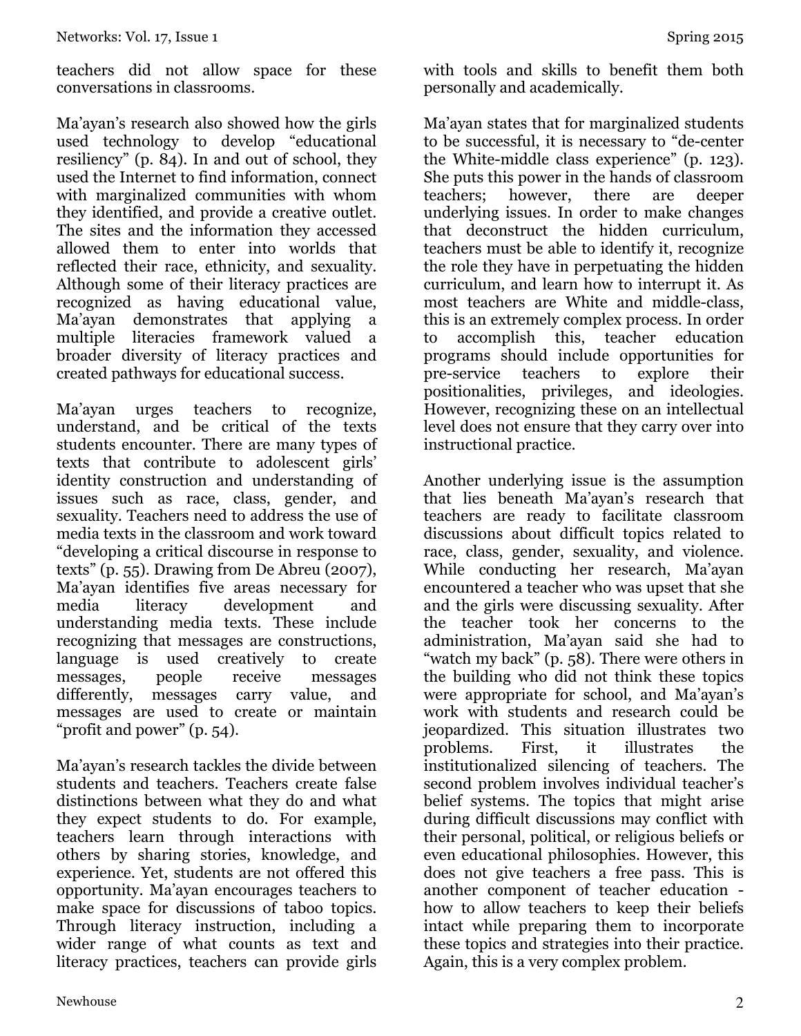teachers did not allow space for these conversations in classrooms.

Ma'ayan's research also showed how the girls used technology to develop "educational resiliency" (p. 84). In and out of school, they used the Internet to find information, connect with marginalized communities with whom they identified, and provide a creative outlet. The sites and the information they accessed allowed them to enter into worlds that reflected their race, ethnicity, and sexuality. Although some of their literacy practices are recognized as having educational value, Ma'ayan demonstrates that applying a multiple literacies framework valued a broader diversity of literacy practices and created pathways for educational success.

Ma'ayan urges teachers to recognize, understand, and be critical of the texts students encounter. There are many types of texts that contribute to adolescent girls' identity construction and understanding of issues such as race, class, gender, and sexuality. Teachers need to address the use of media texts in the classroom and work toward "developing a critical discourse in response to texts" (p. 55). Drawing from De Abreu (2007), Ma'ayan identifies five areas necessary for media literacy development and understanding media texts. These include recognizing that messages are constructions, language is used creatively to create messages, people receive messages differently, messages carry value, and messages are used to create or maintain "profit and power" (p. 54).

Ma'ayan's research tackles the divide between students and teachers. Teachers create false distinctions between what they do and what they expect students to do. For example, teachers learn through interactions with others by sharing stories, knowledge, and experience. Yet, students are not offered this opportunity. Ma'ayan encourages teachers to make space for discussions of taboo topics. Through literacy instruction, including a wider range of what counts as text and literacy practices, teachers can provide girls with tools and skills to benefit them both personally and academically.

Ma'ayan states that for marginalized students to be successful, it is necessary to "de-center the White-middle class experience" (p. 123). She puts this power in the hands of classroom teachers; however, there are deeper underlying issues. In order to make changes that deconstruct the hidden curriculum, teachers must be able to identify it, recognize the role they have in perpetuating the hidden curriculum, and learn how to interrupt it. As most teachers are White and middle-class, this is an extremely complex process. In order to accomplish this, teacher education programs should include opportunities for pre-service teachers to explore their positionalities, privileges, and ideologies. However, recognizing these on an intellectual level does not ensure that they carry over into instructional practice.

Another underlying issue is the assumption that lies beneath Ma'ayan's research that teachers are ready to facilitate classroom discussions about difficult topics related to race, class, gender, sexuality, and violence. While conducting her research, Ma'ayan encountered a teacher who was upset that she and the girls were discussing sexuality. After the teacher took her concerns to the administration, Ma'ayan said she had to "watch my back" (p. 58). There were others in the building who did not think these topics were appropriate for school, and Ma'ayan's work with students and research could be jeopardized. This situation illustrates two problems. First, it illustrates the institutionalized silencing of teachers. The second problem involves individual teacher's belief systems. The topics that might arise during difficult discussions may conflict with their personal, political, or religious beliefs or even educational philosophies. However, this does not give teachers a free pass. This is another component of teacher education - how to allow teachers to keep their beliefs intact while preparing them to incorporate these topics and strategies into their practice. Again, this is a very complex problem.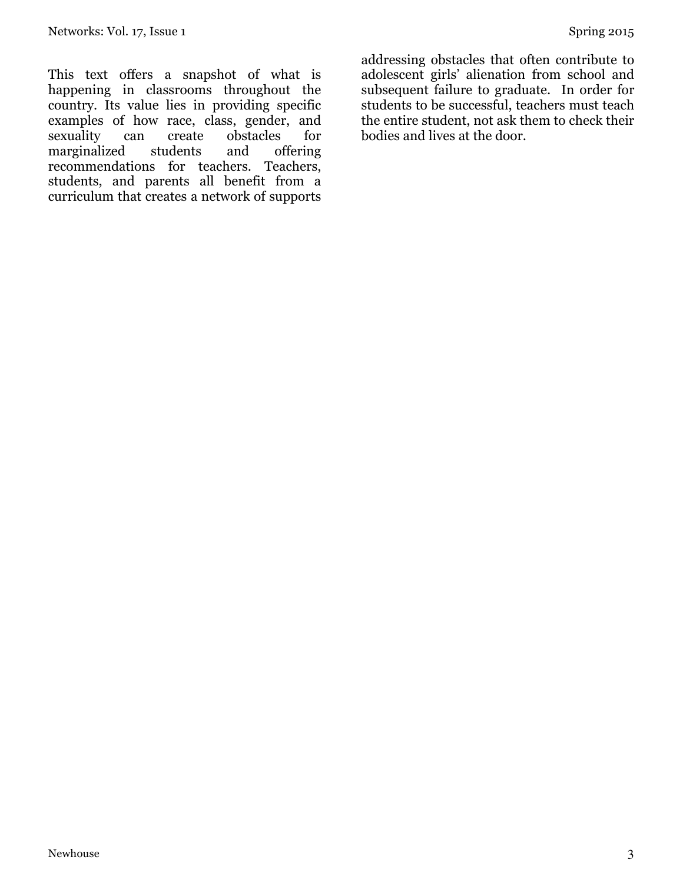This text offers a snapshot of what is happening in classrooms throughout the country. Its value lies in providing specific examples of how race, class, gender, and sexuality can create obstacles for marginalized students and offering recommendations for teachers. Teachers, students, and parents all benefit from a curriculum that creates a network of supports addressing obstacles that often contribute to adolescent girls' alienation from school and subsequent failure to graduate. In order for students to be successful, teachers must teach the entire student, not ask them to check their bodies and lives at the door.